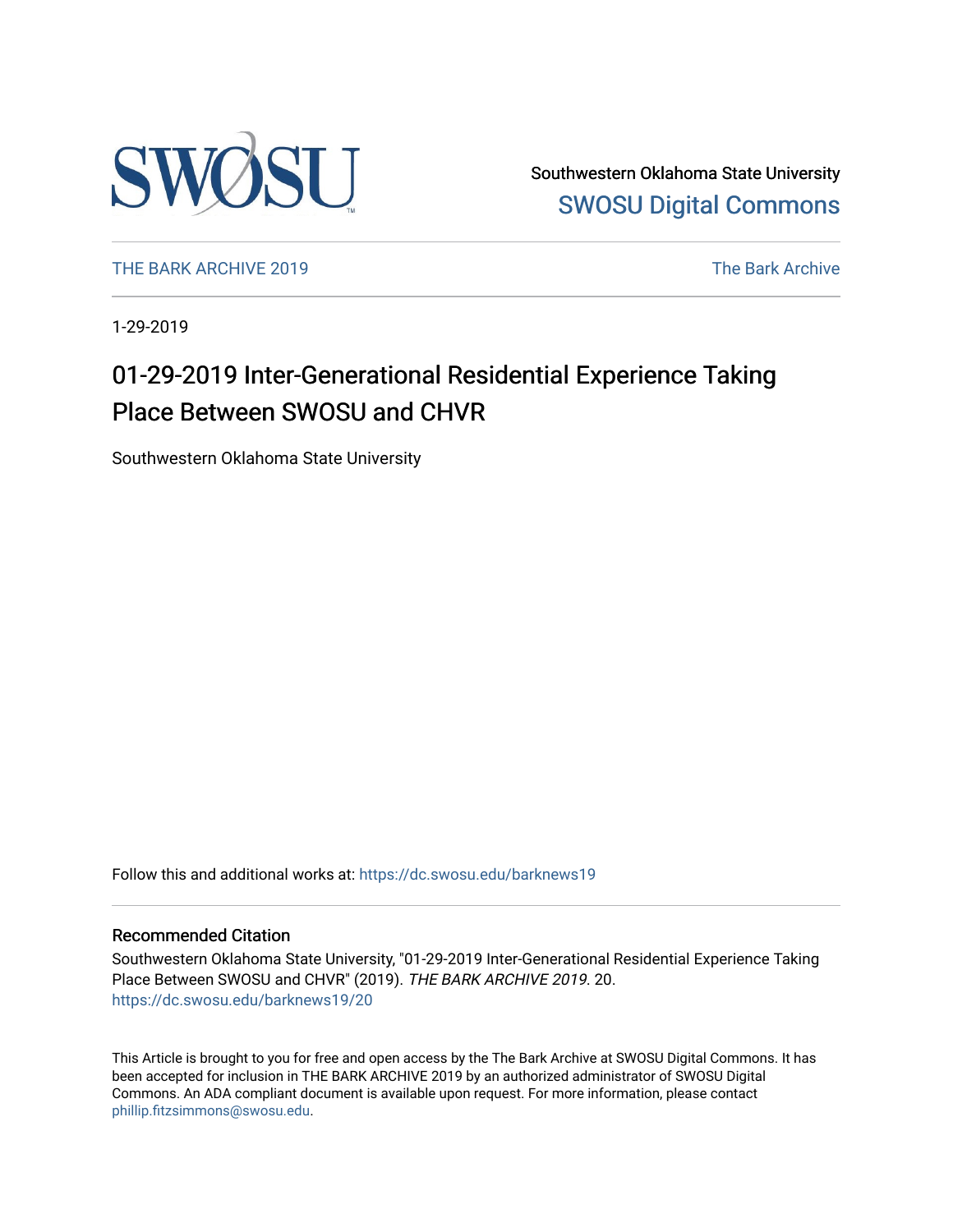Southwestern Oklahoma State University

SWOSU Digital Commons

THE BARK ARCHIVE 2019

The Bark Archive

1-29-2019

# 01-29-2019 Inter-Generational Residential Experience Taking Place Between SWOSU and CHVR

Southwestern Oklahoma State University

Follow this and additional works at: https://dc.swosu.edu/barknews19

## Recommended Citation

Southwestern Oklahoma State University, "01-29-2019 Inter-Generational Residential Experience Taking Place Between SWOSU and CHVR" (2019). *THE BARK ARCHIVE 2019*. 20.
https://dc.swosu.edu/barknews19/20

This Article is brought to you for free and open access by the The Bark Archive at SWOSU Digital Commons. It has been accepted for inclusion in THE BARK ARCHIVE 2019 by an authorized administrator of SWOSU Digital Commons. An ADA compliant document is available upon request. For more information, please contact phillip.fitzsimmons@swosu.edu.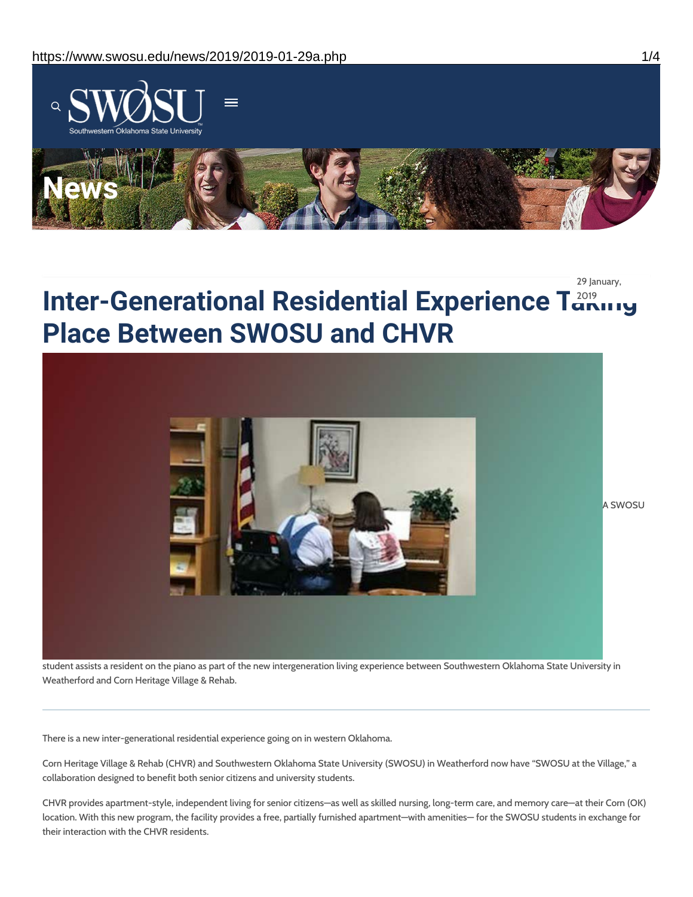# Inter-Generational Residential Experience Taking Place Between SWOSU and CHVR

29 January, 2019

A SWOSU student assists a resident on the piano as part of the new intergeneration living experience between Southwestern Oklahoma State University in Weatherford and Corn Heritage Village & Rehab.

---

There is a new inter-generational residential experience going on in western Oklahoma.

Corn Heritage Village & Rehab (CHVR) and Southwestern Oklahoma State University (SWOSU) in Weatherford now have "SWOSU at the Village," a collaboration designed to benefit both senior citizens and university students.

CHVR provides apartment-style, independent living for senior citizens—as well as skilled nursing, long-term care, and memory care—at their Corn (OK) location. With this new program, the facility provides a free, partially furnished apartment—with amenities— for the SWOSU students in exchange for their interaction with the CHVR residents.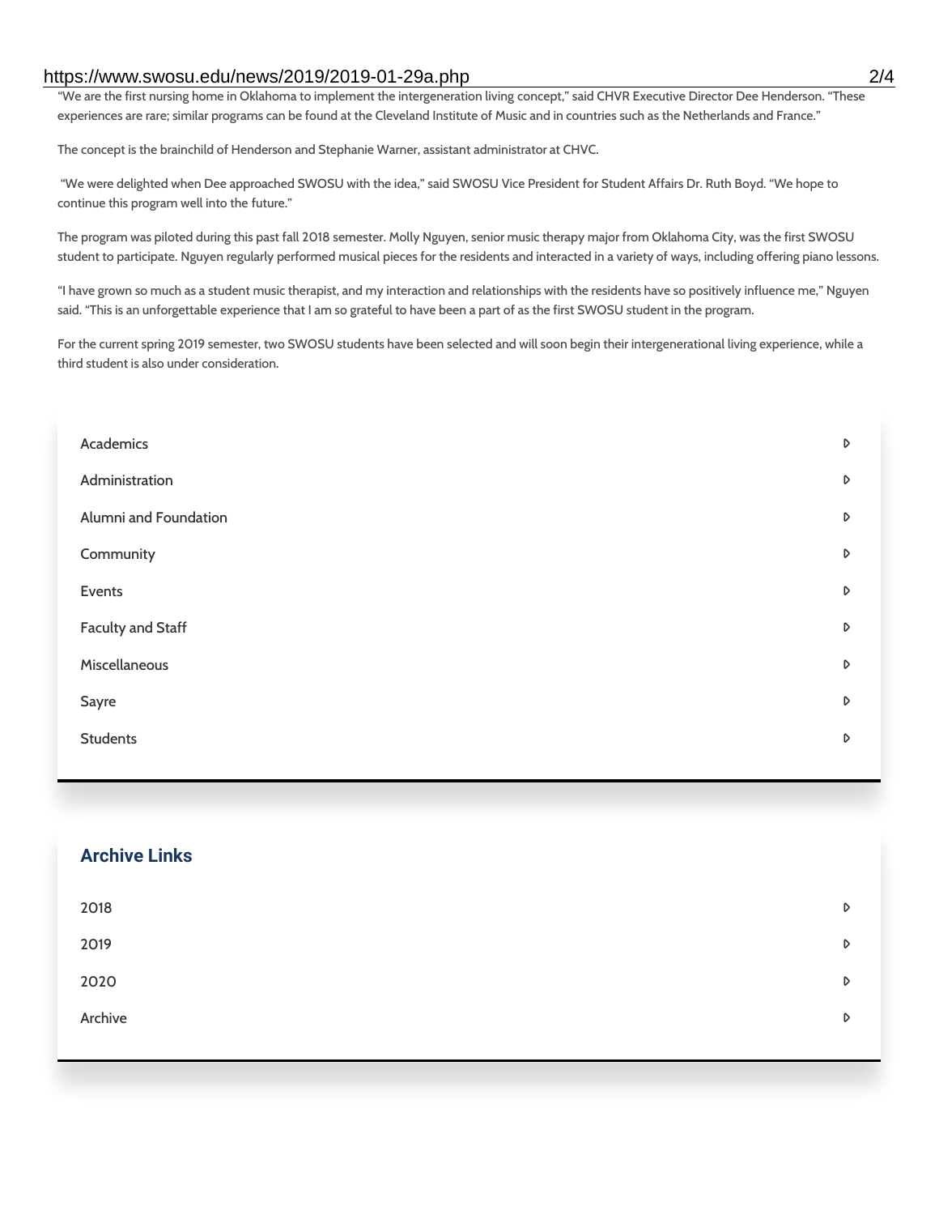"We are the first nursing home in Oklahoma to implement the intergeneration living concept," said CHVR Executive Director Dee Henderson. "These experiences are rare; similar programs can be found at the Cleveland Institute of Music and in countries such as the Netherlands and France."

The concept is the brainchild of Henderson and Stephanie Warner, assistant administrator at CHVC.

"We were delighted when Dee approached SWOSU with the idea," said SWOSU Vice President for Student Affairs Dr. Ruth Boyd. "We hope to continue this program well into the future."

The program was piloted during this past fall 2018 semester. Molly Nguyen, senior music therapy major from Oklahoma City, was the first SWOSU student to participate. Nguyen regularly performed musical pieces for the residents and interacted in a variety of ways, including offering piano lessons.

"I have grown so much as a student music therapist, and my interaction and relationships with the residents have so positively influence me," Nguyen said. "This is an unforgettable experience that I am so grateful to have been a part of as the first SWOSU student in the program.

For the current spring 2019 semester, two SWOSU students have been selected and will soon begin their intergenerational living experience, while a third student is also under consideration.

- Academics
- Administration
- Alumni and Foundation
- Community
- Events
- Faculty and Staff
- Miscellaneous
- Sayre
- Students

## Archive Links

- 2018
- 2019
- 2020
- Archive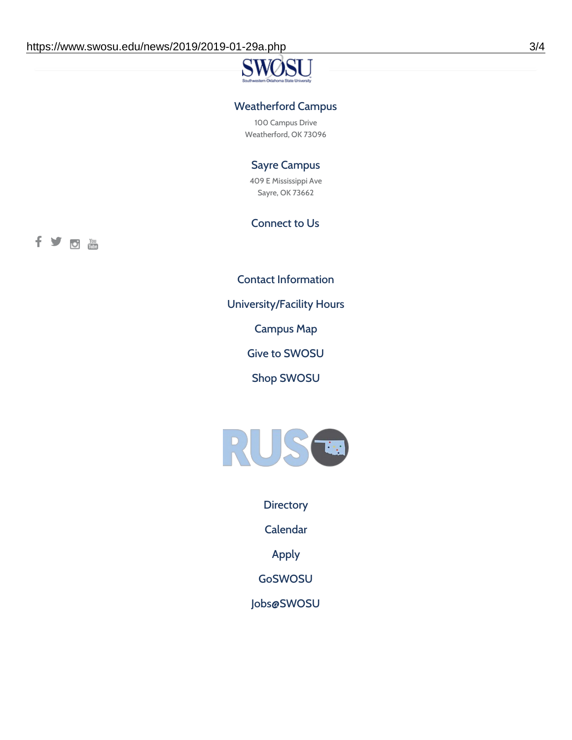Weatherford Campus

100 Campus Drive
Weatherford, OK 73096

Sayre Campus

409 E Mississippi Ave
Sayre, OK 73662

Connect to Us

Contact Information

University/Facility Hours

Campus Map

Give to SWOSU

Shop SWOSU

Directory

Calendar

Apply

GoSWOSU

Jobs@SWOSU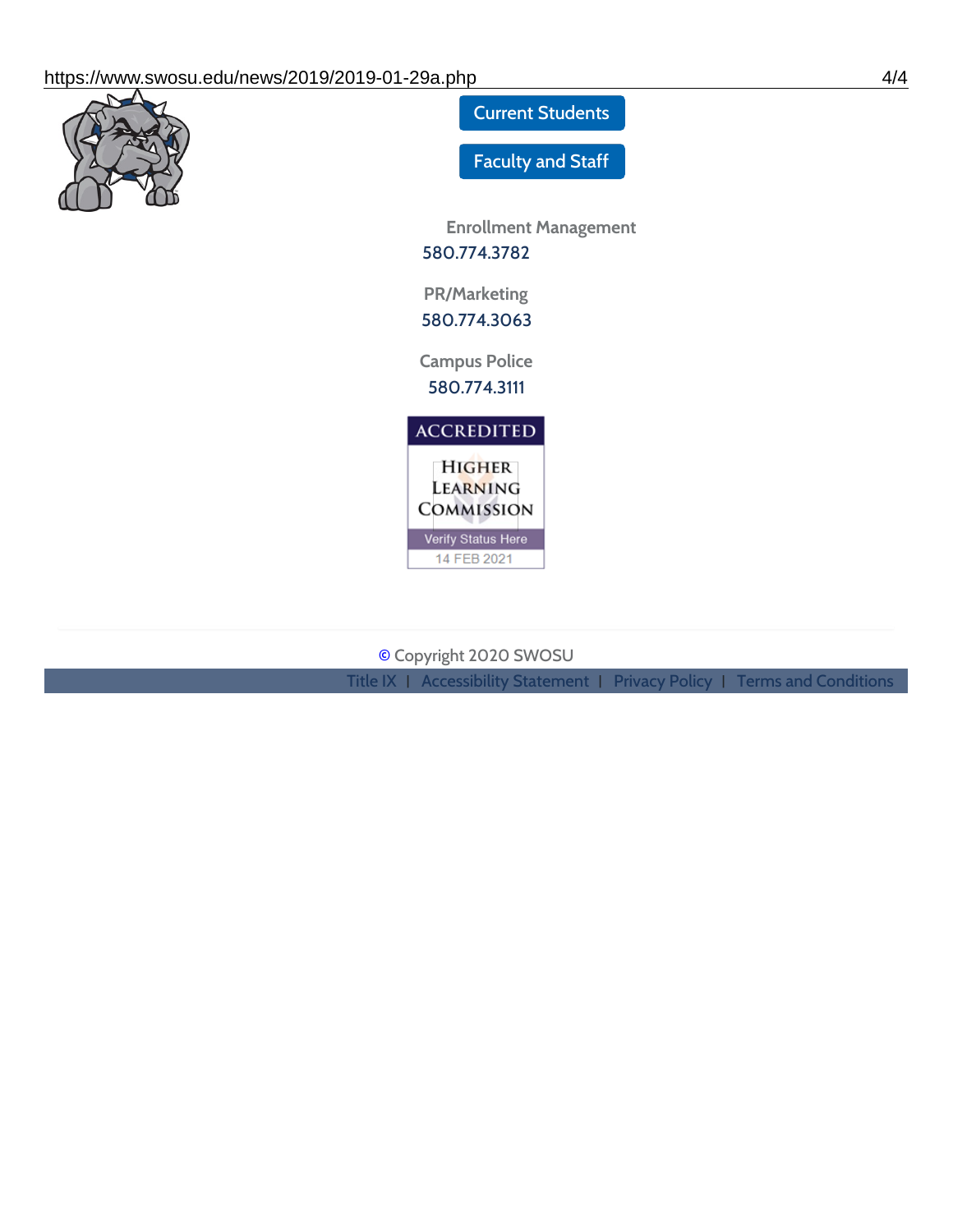Current Students

Faculty and Staff

Enrollment Management
580.774.3782

PR/Marketing
580.774.3063

Campus Police
580.774.3111

ACCREDITED

HIGHER LEARNING COMMISSION

Verify Status Here

14 FEB 2021

© Copyright 2020 SWOSU

Title IX | Accessibility Statement | Privacy Policy | Terms and Conditions